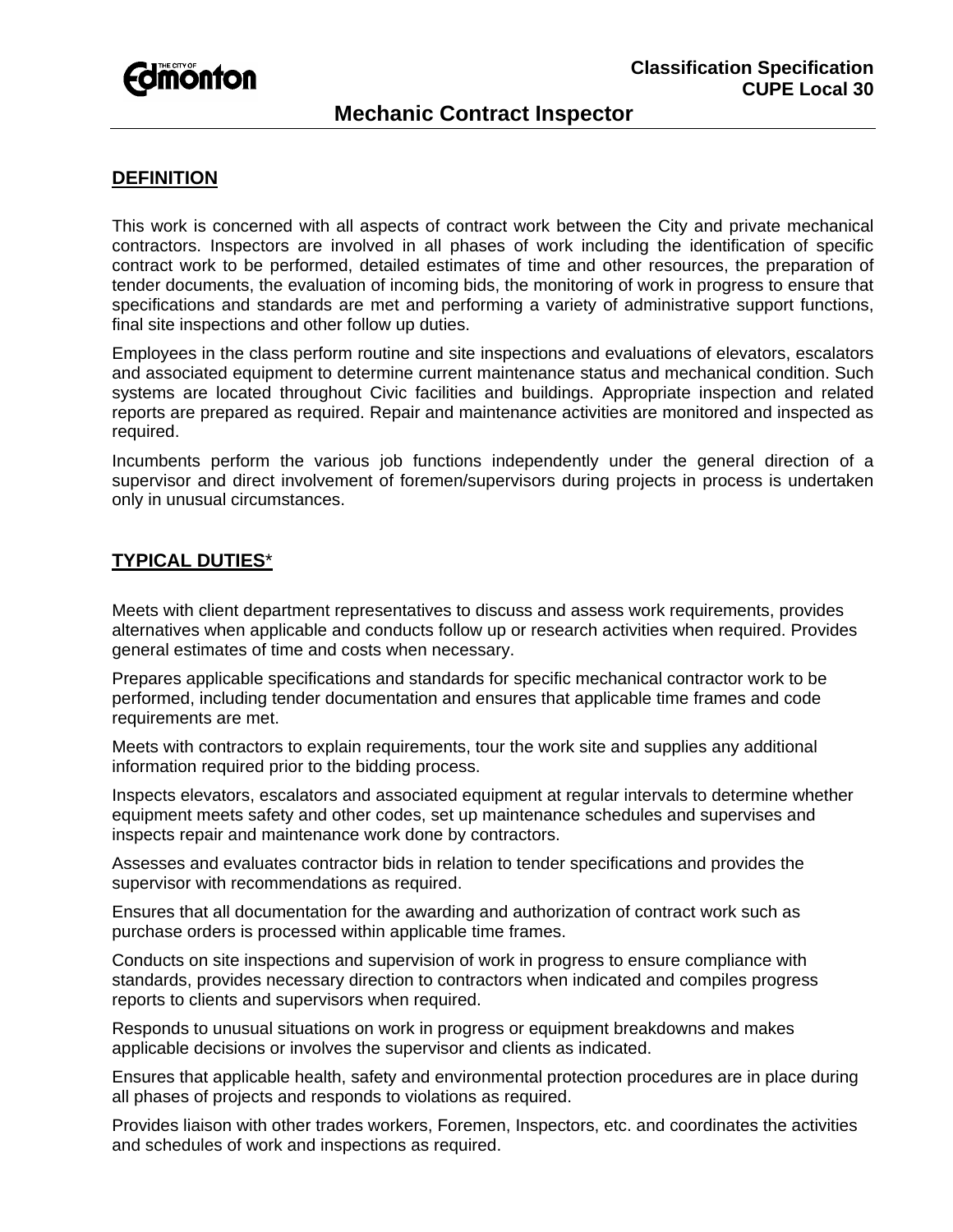Classification Specification
CUPE Local 30

# Mechanic Contract Inspector

## DEFINITION

This work is concerned with all aspects of contract work between the City and private mechanical contractors. Inspectors are involved in all phases of work including the identification of specific contract work to be performed, detailed estimates of time and other resources, the preparation of tender documents, the evaluation of incoming bids, the monitoring of work in progress to ensure that specifications and standards are met and performing a variety of administrative support functions, final site inspections and other follow up duties.

Employees in the class perform routine and site inspections and evaluations of elevators, escalators and associated equipment to determine current maintenance status and mechanical condition. Such systems are located throughout Civic facilities and buildings. Appropriate inspection and related reports are prepared as required. Repair and maintenance activities are monitored and inspected as required.

Incumbents perform the various job functions independently under the general direction of a supervisor and direct involvement of foremen/supervisors during projects in process is undertaken only in unusual circumstances.

## TYPICAL DUTIES*

Meets with client department representatives to discuss and assess work requirements, provides alternatives when applicable and conducts follow up or research activities when required. Provides general estimates of time and costs when necessary.

Prepares applicable specifications and standards for specific mechanical contractor work to be performed, including tender documentation and ensures that applicable time frames and code requirements are met.

Meets with contractors to explain requirements, tour the work site and supplies any additional information required prior to the bidding process.

Inspects elevators, escalators and associated equipment at regular intervals to determine whether equipment meets safety and other codes, set up maintenance schedules and supervises and inspects repair and maintenance work done by contractors.

Assesses and evaluates contractor bids in relation to tender specifications and provides the supervisor with recommendations as required.

Ensures that all documentation for the awarding and authorization of contract work such as purchase orders is processed within applicable time frames.

Conducts on site inspections and supervision of work in progress to ensure compliance with standards, provides necessary direction to contractors when indicated and compiles progress reports to clients and supervisors when required.

Responds to unusual situations on work in progress or equipment breakdowns and makes applicable decisions or involves the supervisor and clients as indicated.

Ensures that applicable health, safety and environmental protection procedures are in place during all phases of projects and responds to violations as required.

Provides liaison with other trades workers, Foremen, Inspectors, etc. and coordinates the activities and schedules of work and inspections as required.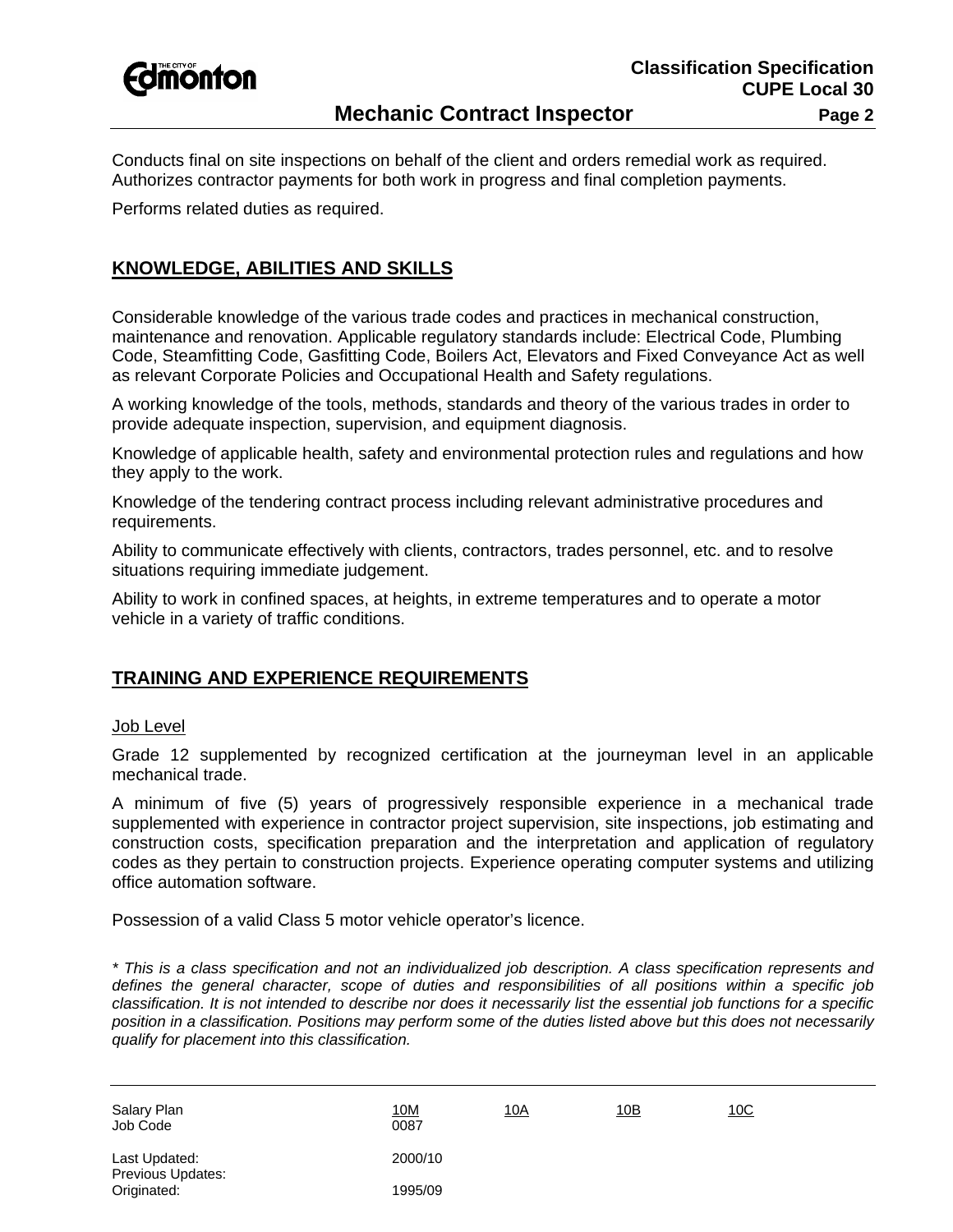Conducts final on site inspections on behalf of the client and orders remedial work as required. Authorizes contractor payments for both work in progress and final completion payments.

Performs related duties as required.

## KNOWLEDGE, ABILITIES AND SKILLS

Considerable knowledge of the various trade codes and practices in mechanical construction, maintenance and renovation. Applicable regulatory standards include: Electrical Code, Plumbing Code, Steamfitting Code, Gasfitting Code, Boilers Act, Elevators and Fixed Conveyance Act as well as relevant Corporate Policies and Occupational Health and Safety regulations.

A working knowledge of the tools, methods, standards and theory of the various trades in order to provide adequate inspection, supervision, and equipment diagnosis.

Knowledge of applicable health, safety and environmental protection rules and regulations and how they apply to the work.

Knowledge of the tendering contract process including relevant administrative procedures and requirements.

Ability to communicate effectively with clients, contractors, trades personnel, etc. and to resolve situations requiring immediate judgement.

Ability to work in confined spaces, at heights, in extreme temperatures and to operate a motor vehicle in a variety of traffic conditions.

## TRAINING AND EXPERIENCE REQUIREMENTS

Job Level

Grade 12 supplemented by recognized certification at the journeyman level in an applicable mechanical trade.

A minimum of five (5) years of progressively responsible experience in a mechanical trade supplemented with experience in contractor project supervision, site inspections, job estimating and construction costs, specification preparation and the interpretation and application of regulatory codes as they pertain to construction projects. Experience operating computer systems and utilizing office automation software.

Possession of a valid Class 5 motor vehicle operator's licence.

*\* This is a class specification and not an individualized job description. A class specification represents and defines the general character, scope of duties and responsibilities of all positions within a specific job classification. It is not intended to describe nor does it necessarily list the essential job functions for a specific position in a classification. Positions may perform some of the duties listed above but this does not necessarily qualify for placement into this classification.*

| | | | | |
|---|---|---|---|---|
| Salary Plan | 10M | 10A | 10B | 10C |
| Job Code | 0087 | | | |
| Last Updated: | 2000/10 | | | |
| Previous Updates: | | | | |
| Originated: | 1995/09 | | | |